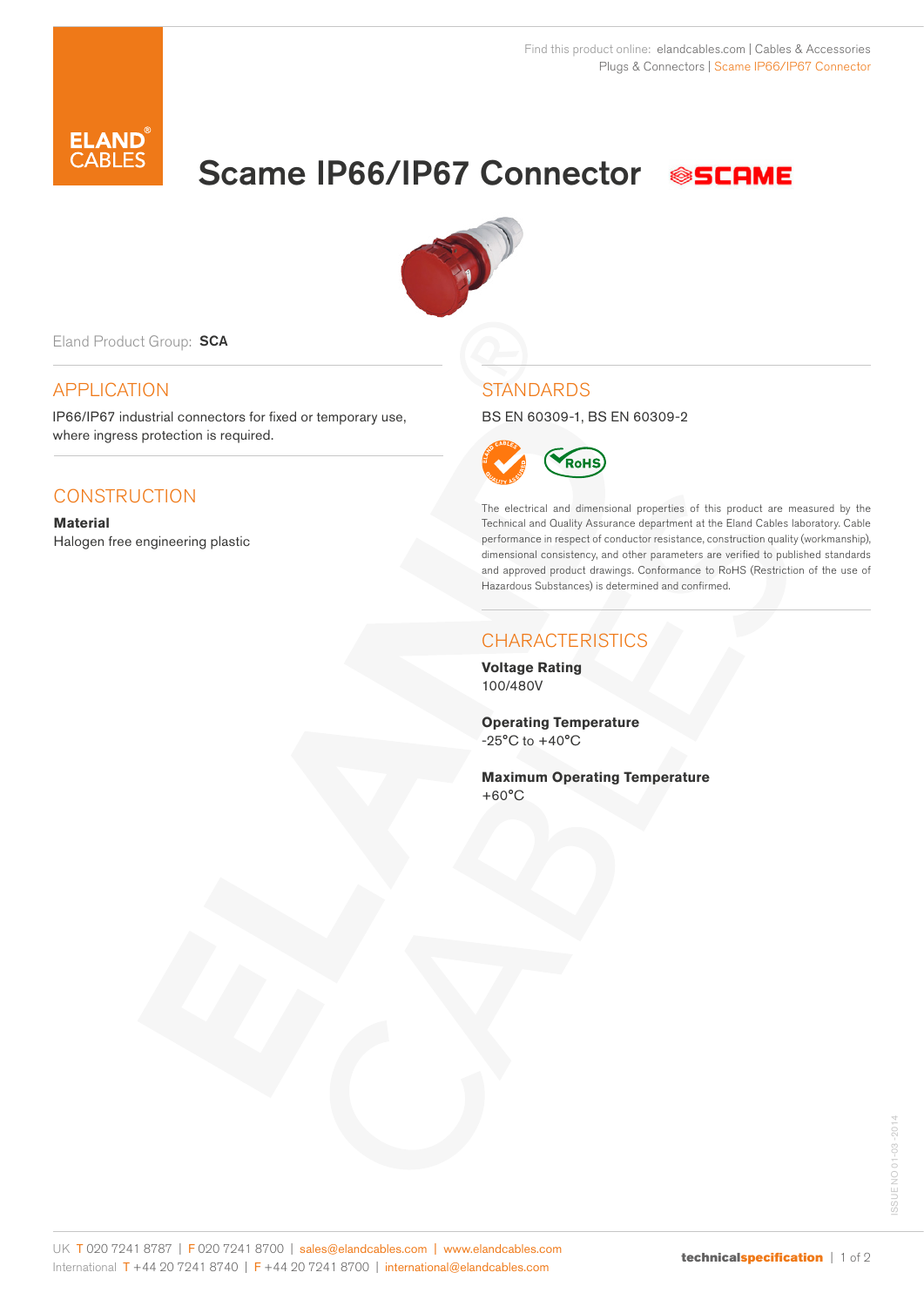Find this product online: elandcables.com | Cables & Accessories
Plugs & Connectors | Scame IP66/IP67 Connector

# Scame IP66/IP67 Connector

Eland Product Group: **SCA**

## APPLICATION

IP66/IP67 industrial connectors for fixed or temporary use, where ingress protection is required.

## CONSTRUCTION

**Material**
Halogen free engineering plastic

## STANDARDS

BS EN 60309-1, BS EN 60309-2

The electrical and dimensional properties of this product are measured by the Technical and Quality Assurance department at the Eland Cables laboratory. Cable performance in respect of conductor resistance, construction quality (workmanship), dimensional consistency, and other parameters are verified to published standards and approved product drawings. Conformance to RoHS (Restriction of the use of Hazardous Substances) is determined and confirmed.

## CHARACTERISTICS

**Voltage Rating**
100/480V

**Operating Temperature**
-25°C to +40°C

**Maximum Operating Temperature**
+60°C

UK T 020 7241 8787 | F 020 7241 8700 | sales@elandcables.com | www.elandcables.com
International T +44 20 7241 8740 | F +44 20 7241 8700 | international@elandcables.com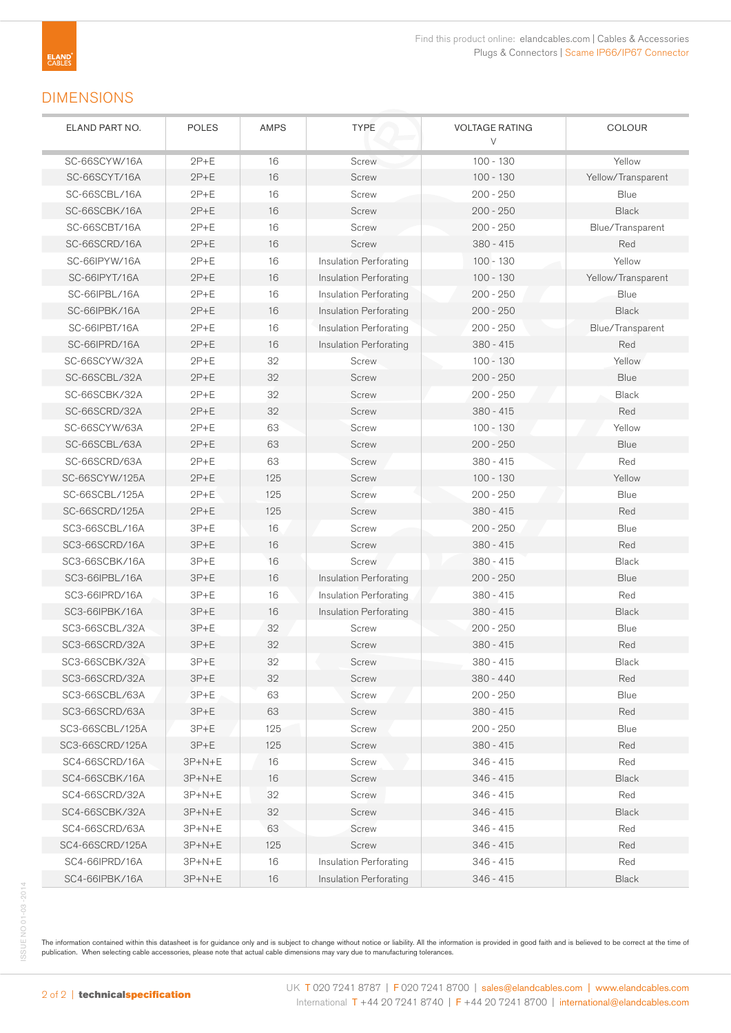## DIMENSIONS

| ELAND PART NO. | POLES | AMPS | TYPE | VOLTAGE RATING V | COLOUR |
|---|---|---|---|---|---|
| SC-66SCYW/16A | 2P+E | 16 | Screw | 100 - 130 | Yellow |
| SC-66SCYT/16A | 2P+E | 16 | Screw | 100 - 130 | Yellow/Transparent |
| SC-66SCBL/16A | 2P+E | 16 | Screw | 200 - 250 | Blue |
| SC-66SCBK/16A | 2P+E | 16 | Screw | 200 - 250 | Black |
| SC-66SCBT/16A | 2P+E | 16 | Screw | 200 - 250 | Blue/Transparent |
| SC-66SCRD/16A | 2P+E | 16 | Screw | 380 - 415 | Red |
| SC-66IPYW/16A | 2P+E | 16 | Insulation Perforating | 100 - 130 | Yellow |
| SC-66IPYT/16A | 2P+E | 16 | Insulation Perforating | 100 - 130 | Yellow/Transparent |
| SC-66IPBL/16A | 2P+E | 16 | Insulation Perforating | 200 - 250 | Blue |
| SC-66IPBK/16A | 2P+E | 16 | Insulation Perforating | 200 - 250 | Black |
| SC-66IPBT/16A | 2P+E | 16 | Insulation Perforating | 200 - 250 | Blue/Transparent |
| SC-66IPRD/16A | 2P+E | 16 | Insulation Perforating | 380 - 415 | Red |
| SC-66SCYW/32A | 2P+E | 32 | Screw | 100 - 130 | Yellow |
| SC-66SCBL/32A | 2P+E | 32 | Screw | 200 - 250 | Blue |
| SC-66SCBK/32A | 2P+E | 32 | Screw | 200 - 250 | Black |
| SC-66SCRD/32A | 2P+E | 32 | Screw | 380 - 415 | Red |
| SC-66SCYW/63A | 2P+E | 63 | Screw | 100 - 130 | Yellow |
| SC-66SCBL/63A | 2P+E | 63 | Screw | 200 - 250 | Blue |
| SC-66SCRD/63A | 2P+E | 63 | Screw | 380 - 415 | Red |
| SC-66SCYW/125A | 2P+E | 125 | Screw | 100 - 130 | Yellow |
| SC-66SCBL/125A | 2P+E | 125 | Screw | 200 - 250 | Blue |
| SC-66SCRD/125A | 2P+E | 125 | Screw | 380 - 415 | Red |
| SC3-66SCBL/16A | 3P+E | 16 | Screw | 200 - 250 | Blue |
| SC3-66SCRD/16A | 3P+E | 16 | Screw | 380 - 415 | Red |
| SC3-66SCBK/16A | 3P+E | 16 | Screw | 380 - 415 | Black |
| SC3-66IPBL/16A | 3P+E | 16 | Insulation Perforating | 200 - 250 | Blue |
| SC3-66IPRD/16A | 3P+E | 16 | Insulation Perforating | 380 - 415 | Red |
| SC3-66IPBK/16A | 3P+E | 16 | Insulation Perforating | 380 - 415 | Black |
| SC3-66SCBL/32A | 3P+E | 32 | Screw | 200 - 250 | Blue |
| SC3-66SCRD/32A | 3P+E | 32 | Screw | 380 - 415 | Red |
| SC3-66SCBK/32A | 3P+E | 32 | Screw | 380 - 415 | Black |
| SC3-66SCRD/32A | 3P+E | 32 | Screw | 380 - 440 | Red |
| SC3-66SCBL/63A | 3P+E | 63 | Screw | 200 - 250 | Blue |
| SC3-66SCRD/63A | 3P+E | 63 | Screw | 380 - 415 | Red |
| SC3-66SCBL/125A | 3P+E | 125 | Screw | 200 - 250 | Blue |
| SC3-66SCRD/125A | 3P+E | 125 | Screw | 380 - 415 | Red |
| SC4-66SCRD/16A | 3P+N+E | 16 | Screw | 346 - 415 | Red |
| SC4-66SCBK/16A | 3P+N+E | 16 | Screw | 346 - 415 | Black |
| SC4-66SCRD/32A | 3P+N+E | 32 | Screw | 346 - 415 | Red |
| SC4-66SCBK/32A | 3P+N+E | 32 | Screw | 346 - 415 | Black |
| SC4-66SCRD/63A | 3P+N+E | 63 | Screw | 346 - 415 | Red |
| SC4-66SCRD/125A | 3P+N+E | 125 | Screw | 346 - 415 | Red |
| SC4-66IPRD/16A | 3P+N+E | 16 | Insulation Perforating | 346 - 415 | Red |
| SC4-66IPBK/16A | 3P+N+E | 16 | Insulation Perforating | 346 - 415 | Black |

The information contained within this datasheet is for guidance only and is subject to change without notice or liability. All the information is provided in good faith and is believed to be correct at the time of publication. When selecting cable accessories, please note that actual cable dimensions may vary due to manufacturing tolerances.